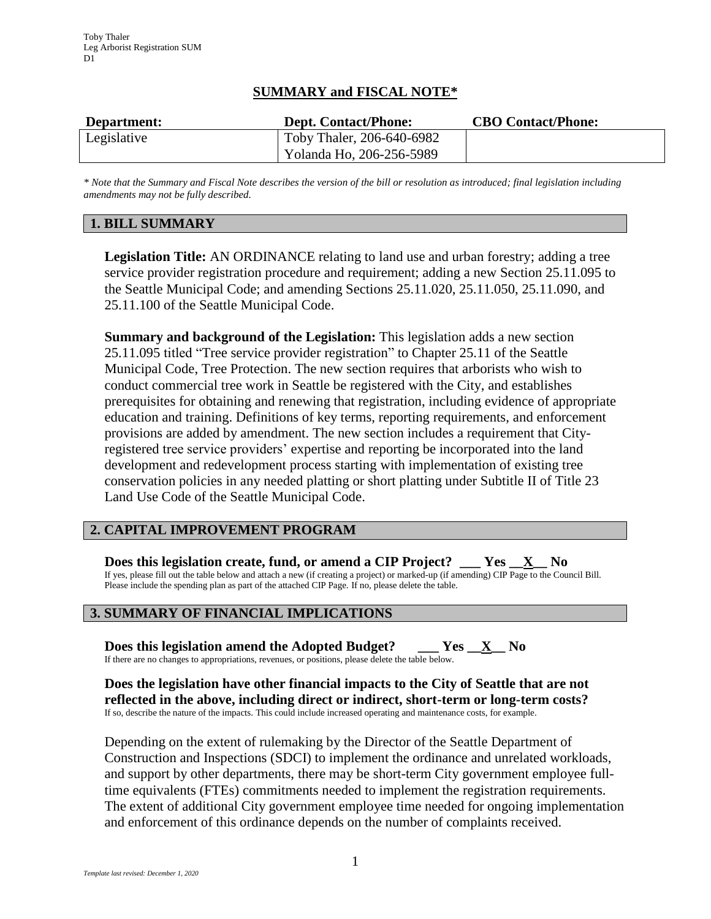Toby Thaler
Leg Arborist Registration SUM
D1

## SUMMARY and FISCAL NOTE*

| Department: | Dept. Contact/Phone: | CBO Contact/Phone: |
|---|---|---|
| Legislative | Toby Thaler, 206-640-6982<br>Yolanda Ho, 206-256-5989 | |

*\* Note that the Summary and Fiscal Note describes the version of the bill or resolution as introduced; final legislation including amendments may not be fully described.*

### 1. BILL SUMMARY

**Legislation Title:** AN ORDINANCE relating to land use and urban forestry; adding a tree service provider registration procedure and requirement; adding a new Section 25.11.095 to the Seattle Municipal Code; and amending Sections 25.11.020, 25.11.050, 25.11.090, and 25.11.100 of the Seattle Municipal Code.

**Summary and background of the Legislation:** This legislation adds a new section 25.11.095 titled "Tree service provider registration" to Chapter 25.11 of the Seattle Municipal Code, Tree Protection. The new section requires that arborists who wish to conduct commercial tree work in Seattle be registered with the City, and establishes prerequisites for obtaining and renewing that registration, including evidence of appropriate education and training. Definitions of key terms, reporting requirements, and enforcement provisions are added by amendment. The new section includes a requirement that City-registered tree service providers' expertise and reporting be incorporated into the land development and redevelopment process starting with implementation of existing tree conservation policies in any needed platting or short platting under Subtitle II of Title 23 Land Use Code of the Seattle Municipal Code.

### 2. CAPITAL IMPROVEMENT PROGRAM

**Does this legislation create, fund, or amend a CIP Project? ___ Yes __X__ No**
If yes, please fill out the table below and attach a new (if creating a project) or marked-up (if amending) CIP Page to the Council Bill. Please include the spending plan as part of the attached CIP Page. If no, please delete the table.

### 3. SUMMARY OF FINANCIAL IMPLICATIONS

**Does this legislation amend the Adopted Budget? ___ Yes __X__ No**
If there are no changes to appropriations, revenues, or positions, please delete the table below.

**Does the legislation have other financial impacts to the City of Seattle that are not reflected in the above, including direct or indirect, short-term or long-term costs?**
If so, describe the nature of the impacts. This could include increased operating and maintenance costs, for example.

Depending on the extent of rulemaking by the Director of the Seattle Department of Construction and Inspections (SDCI) to implement the ordinance and unrelated workloads, and support by other departments, there may be short-term City government employee full-time equivalents (FTEs) commitments needed to implement the registration requirements. The extent of additional City government employee time needed for ongoing implementation and enforcement of this ordinance depends on the number of complaints received.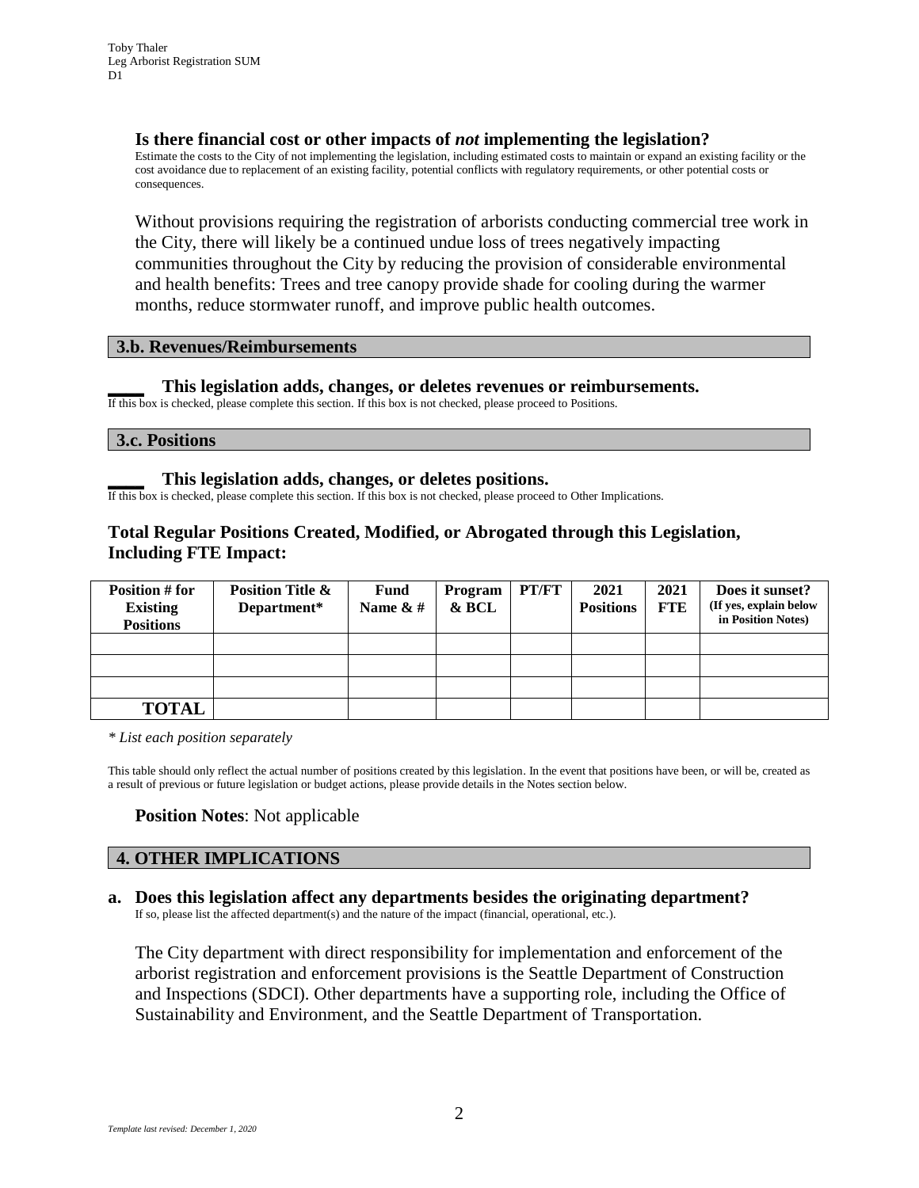**Is there financial cost or other impacts of *not* implementing the legislation?**

Estimate the costs to the City of not implementing the legislation, including estimated costs to maintain or expand an existing facility or the cost avoidance due to replacement of an existing facility, potential conflicts with regulatory requirements, or other potential costs or consequences.

Without provisions requiring the registration of arborists conducting commercial tree work in the City, there will likely be a continued undue loss of trees negatively impacting communities throughout the City by reducing the provision of considerable environmental and health benefits: Trees and tree canopy provide shade for cooling during the warmer months, reduce stormwater runoff, and improve public health outcomes.

## 3.b. Revenues/Reimbursements

____ **This legislation adds, changes, or deletes revenues or reimbursements.**

If this box is checked, please complete this section. If this box is not checked, please proceed to Positions.

## 3.c. Positions

____ **This legislation adds, changes, or deletes positions.**

If this box is checked, please complete this section. If this box is not checked, please proceed to Other Implications.

### Total Regular Positions Created, Modified, or Abrogated through this Legislation, Including FTE Impact:

| Position # for Existing Positions | Position Title & Department* | Fund Name & # | Program & BCL | PT/FT | 2021 Positions | 2021 FTE | Does it sunset? (If yes, explain below in Position Notes) |
|---|---|---|---|---|---|---|---|
| | | | | | | | |
| | | | | | | | |
| | | | | | | | |
| **TOTAL** | | | | | | | |

*\* List each position separately*

This table should only reflect the actual number of positions created by this legislation. In the event that positions have been, or will be, created as a result of previous or future legislation or budget actions, please provide details in the Notes section below.

**Position Notes**: Not applicable

## 4. OTHER IMPLICATIONS

**a. Does this legislation affect any departments besides the originating department?**

If so, please list the affected department(s) and the nature of the impact (financial, operational, etc.).

The City department with direct responsibility for implementation and enforcement of the arborist registration and enforcement provisions is the Seattle Department of Construction and Inspections (SDCI). Other departments have a supporting role, including the Office of Sustainability and Environment, and the Seattle Department of Transportation.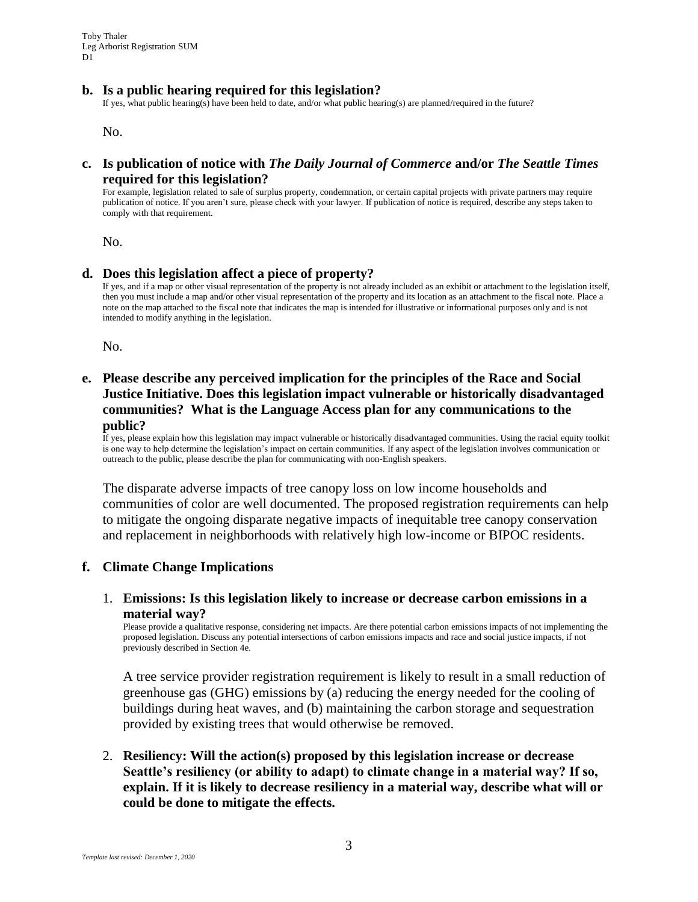**b. Is a public hearing required for this legislation?**

If yes, what public hearing(s) have been held to date, and/or what public hearing(s) are planned/required in the future?

No.

**c. Is publication of notice with *The Daily Journal of Commerce* and/or *The Seattle Times* required for this legislation?**

For example, legislation related to sale of surplus property, condemnation, or certain capital projects with private partners may require publication of notice. If you aren't sure, please check with your lawyer. If publication of notice is required, describe any steps taken to comply with that requirement.

No.

**d. Does this legislation affect a piece of property?**

If yes, and if a map or other visual representation of the property is not already included as an exhibit or attachment to the legislation itself, then you must include a map and/or other visual representation of the property and its location as an attachment to the fiscal note. Place a note on the map attached to the fiscal note that indicates the map is intended for illustrative or informational purposes only and is not intended to modify anything in the legislation.

No.

**e. Please describe any perceived implication for the principles of the Race and Social Justice Initiative. Does this legislation impact vulnerable or historically disadvantaged communities? What is the Language Access plan for any communications to the public?**

If yes, please explain how this legislation may impact vulnerable or historically disadvantaged communities. Using the racial equity toolkit is one way to help determine the legislation's impact on certain communities. If any aspect of the legislation involves communication or outreach to the public, please describe the plan for communicating with non-English speakers.

The disparate adverse impacts of tree canopy loss on low income households and communities of color are well documented. The proposed registration requirements can help to mitigate the ongoing disparate negative impacts of inequitable tree canopy conservation and replacement in neighborhoods with relatively high low-income or BIPOC residents.

**f. Climate Change Implications**

1. **Emissions: Is this legislation likely to increase or decrease carbon emissions in a material way?**

   Please provide a qualitative response, considering net impacts. Are there potential carbon emissions impacts of not implementing the proposed legislation. Discuss any potential intersections of carbon emissions impacts and race and social justice impacts, if not previously described in Section 4e.

   A tree service provider registration requirement is likely to result in a small reduction of greenhouse gas (GHG) emissions by (a) reducing the energy needed for the cooling of buildings during heat waves, and (b) maintaining the carbon storage and sequestration provided by existing trees that would otherwise be removed.

2. **Resiliency: Will the action(s) proposed by this legislation increase or decrease Seattle's resiliency (or ability to adapt) to climate change in a material way? If so, explain. If it is likely to decrease resiliency in a material way, describe what will or could be done to mitigate the effects.**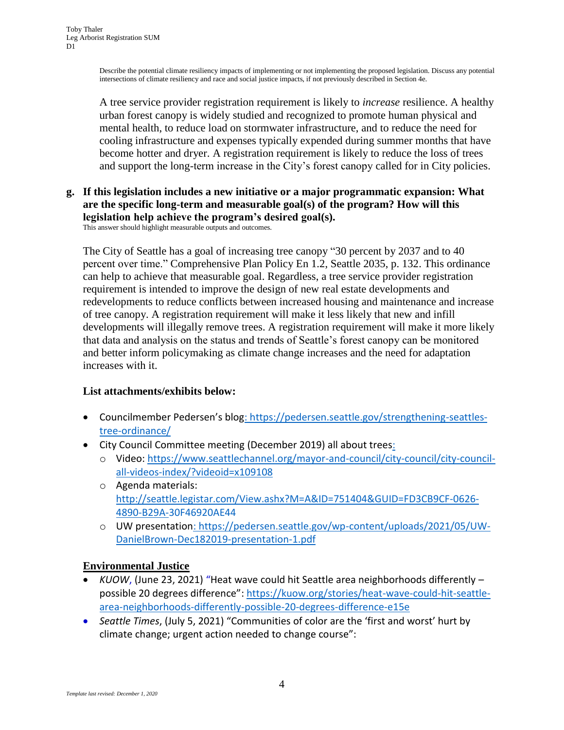Describe the potential climate resiliency impacts of implementing or not implementing the proposed legislation. Discuss any potential intersections of climate resiliency and race and social justice impacts, if not previously described in Section 4e.

A tree service provider registration requirement is likely to *increase* resilience. A healthy urban forest canopy is widely studied and recognized to promote human physical and mental health, to reduce load on stormwater infrastructure, and to reduce the need for cooling infrastructure and expenses typically expended during summer months that have become hotter and dryer. A registration requirement is likely to reduce the loss of trees and support the long-term increase in the City's forest canopy called for in City policies.

**g. If this legislation includes a new initiative or a major programmatic expansion: What are the specific long-term and measurable goal(s) of the program? How will this legislation help achieve the program's desired goal(s).**

This answer should highlight measurable outputs and outcomes.

The City of Seattle has a goal of increasing tree canopy "30 percent by 2037 and to 40 percent over time." Comprehensive Plan Policy En 1.2, Seattle 2035, p. 132. This ordinance can help to achieve that measurable goal. Regardless, a tree service provider registration requirement is intended to improve the design of new real estate developments and redevelopments to reduce conflicts between increased housing and maintenance and increase of tree canopy. A registration requirement will make it less likely that new and infill developments will illegally remove trees. A registration requirement will make it more likely that data and analysis on the status and trends of Seattle's forest canopy can be monitored and better inform policymaking as climate change increases and the need for adaptation increases with it.

**List attachments/exhibits below:**

- Councilmember Pedersen's blog: https://pedersen.seattle.gov/strengthening-seattles-tree-ordinance/
- City Council Committee meeting (December 2019) all about trees:
  - Video: https://www.seattlechannel.org/mayor-and-council/city-council/city-council-all-videos-index/?videoid=x109108
  - Agenda materials: http://seattle.legistar.com/View.ashx?M=A&ID=751404&GUID=FD3CB9CF-0626-4890-B29A-30F46920AE44
  - UW presentation: https://pedersen.seattle.gov/wp-content/uploads/2021/05/UW-DanielBrown-Dec182019-presentation-1.pdf

**Environmental Justice**

- *KUOW*, (June 23, 2021) "Heat wave could hit Seattle area neighborhoods differently – possible 20 degrees difference": https://kuow.org/stories/heat-wave-could-hit-seattle-area-neighborhoods-differently-possible-20-degrees-difference-e15e
- *Seattle Times*, (July 5, 2021) "Communities of color are the 'first and worst' hurt by climate change; urgent action needed to change course":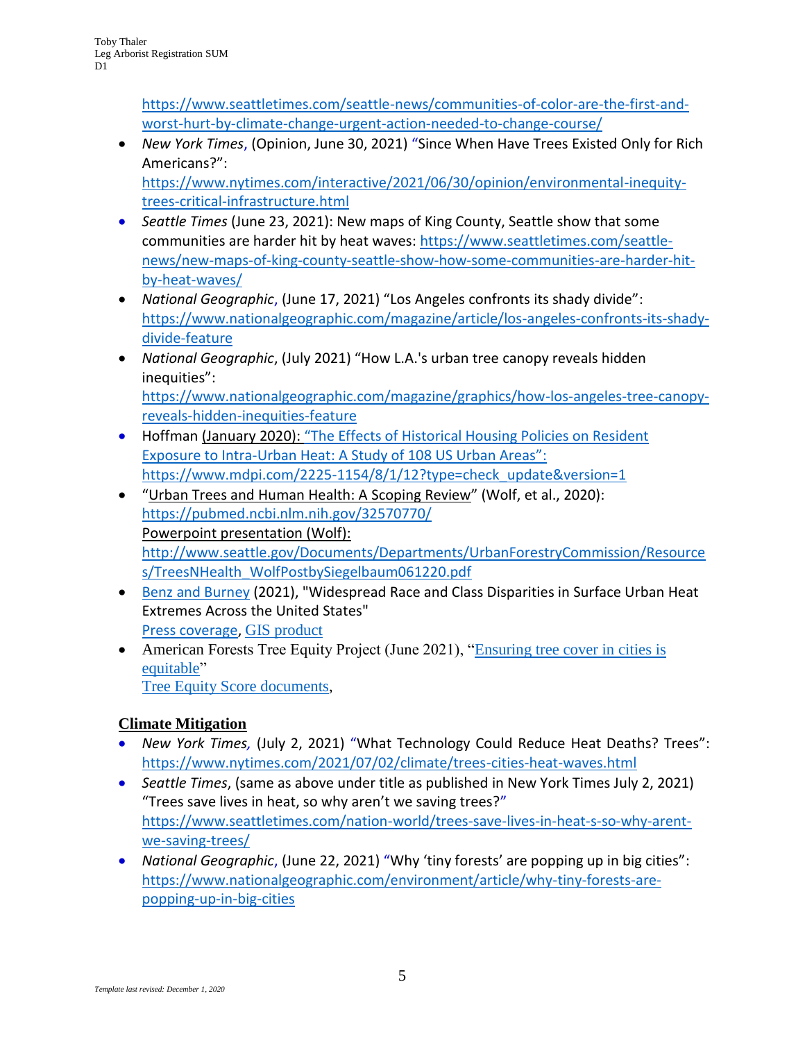https://www.seattletimes.com/seattle-news/communities-of-color-are-the-first-and-worst-hurt-by-climate-change-urgent-action-needed-to-change-course/

- *New York Times*, (Opinion, June 30, 2021) "Since When Have Trees Existed Only for Rich Americans?": https://www.nytimes.com/interactive/2021/06/30/opinion/environmental-inequity-trees-critical-infrastructure.html
- *Seattle Times* (June 23, 2021): New maps of King County, Seattle show that some communities are harder hit by heat waves: https://www.seattletimes.com/seattle-news/new-maps-of-king-county-seattle-show-how-some-communities-are-harder-hit-by-heat-waves/
- *National Geographic*, (June 17, 2021) "Los Angeles confronts its shady divide": https://www.nationalgeographic.com/magazine/article/los-angeles-confronts-its-shady-divide-feature
- *National Geographic*, (July 2021) "How L.A.'s urban tree canopy reveals hidden inequities": https://www.nationalgeographic.com/magazine/graphics/how-los-angeles-tree-canopy-reveals-hidden-inequities-feature
- Hoffman (January 2020): "The Effects of Historical Housing Policies on Resident Exposure to Intra-Urban Heat: A Study of 108 US Urban Areas": https://www.mdpi.com/2225-1154/8/1/12?type=check_update&version=1
- "Urban Trees and Human Health: A Scoping Review" (Wolf, et al., 2020): https://pubmed.ncbi.nlm.nih.gov/32570770/
  Powerpoint presentation (Wolf): http://www.seattle.gov/Documents/Departments/UrbanForestryCommission/Resources/TreesNHealth_WolfPostbySiegelbaum061220.pdf
- Benz and Burney (2021), "Widespread Race and Class Disparities in Surface Urban Heat Extremes Across the United States"
  Press coverage, GIS product
- American Forests Tree Equity Project (June 2021), "Ensuring tree cover in cities is equitable"
  Tree Equity Score documents,

## Climate Mitigation

- *New York Times*, (July 2, 2021) "What Technology Could Reduce Heat Deaths? Trees": https://www.nytimes.com/2021/07/02/climate/trees-cities-heat-waves.html
- *Seattle Times*, (same as above under title as published in New York Times July 2, 2021) "Trees save lives in heat, so why aren't we saving trees?" https://www.seattletimes.com/nation-world/trees-save-lives-in-heat-s-so-why-arent-we-saving-trees/
- *National Geographic*, (June 22, 2021) "Why 'tiny forests' are popping up in big cities": https://www.nationalgeographic.com/environment/article/why-tiny-forests-are-popping-up-in-big-cities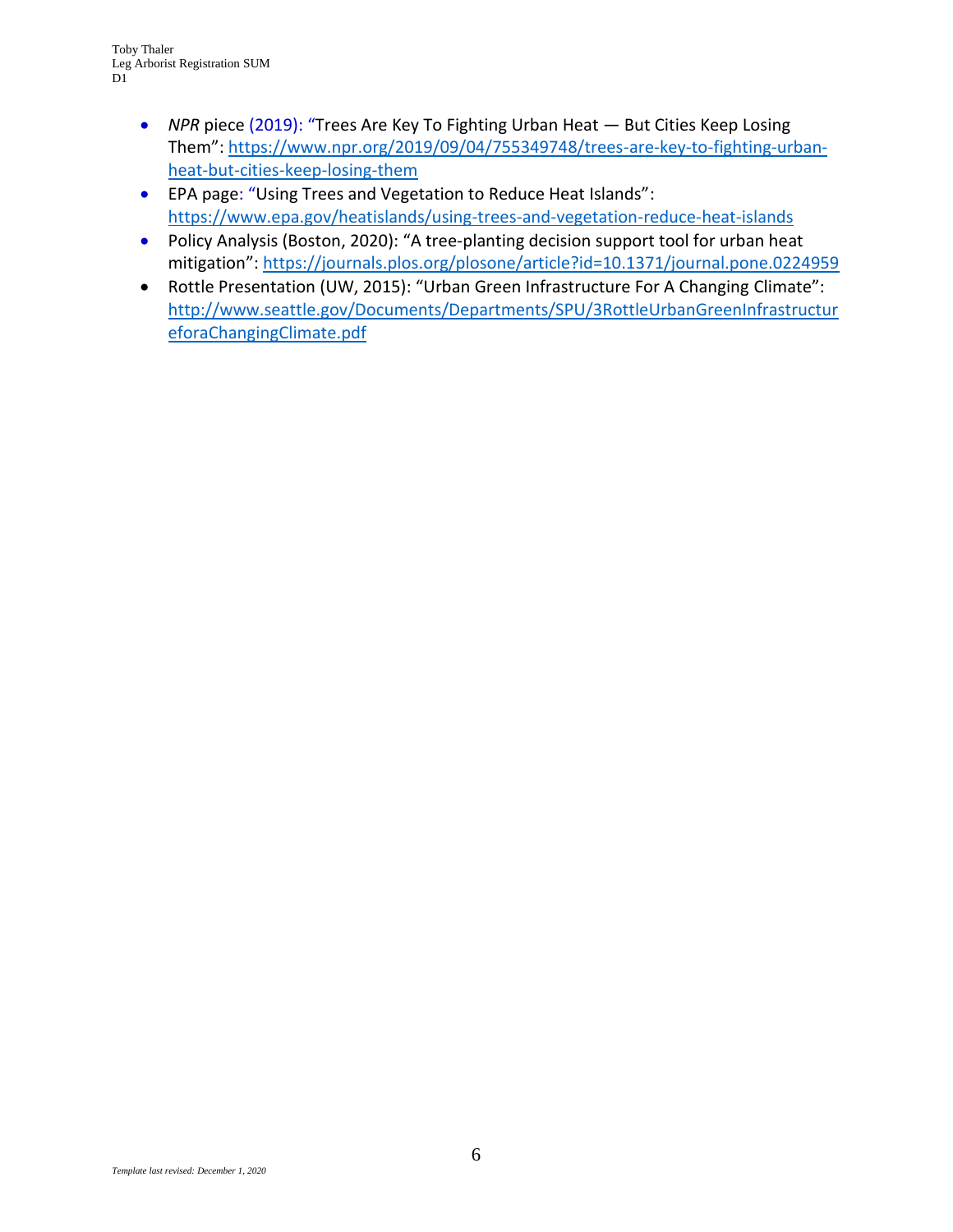- *NPR* piece (2019): "Trees Are Key To Fighting Urban Heat — But Cities Keep Losing Them": https://www.npr.org/2019/09/04/755349748/trees-are-key-to-fighting-urban-heat-but-cities-keep-losing-them
- EPA page: "Using Trees and Vegetation to Reduce Heat Islands": https://www.epa.gov/heatislands/using-trees-and-vegetation-reduce-heat-islands
- Policy Analysis (Boston, 2020): "A tree-planting decision support tool for urban heat mitigation": https://journals.plos.org/plosone/article?id=10.1371/journal.pone.0224959
- Rottle Presentation (UW, 2015): "Urban Green Infrastructure For A Changing Climate": http://www.seattle.gov/Documents/Departments/SPU/3RottleUrbanGreenInfrastructureforaChangingClimate.pdf